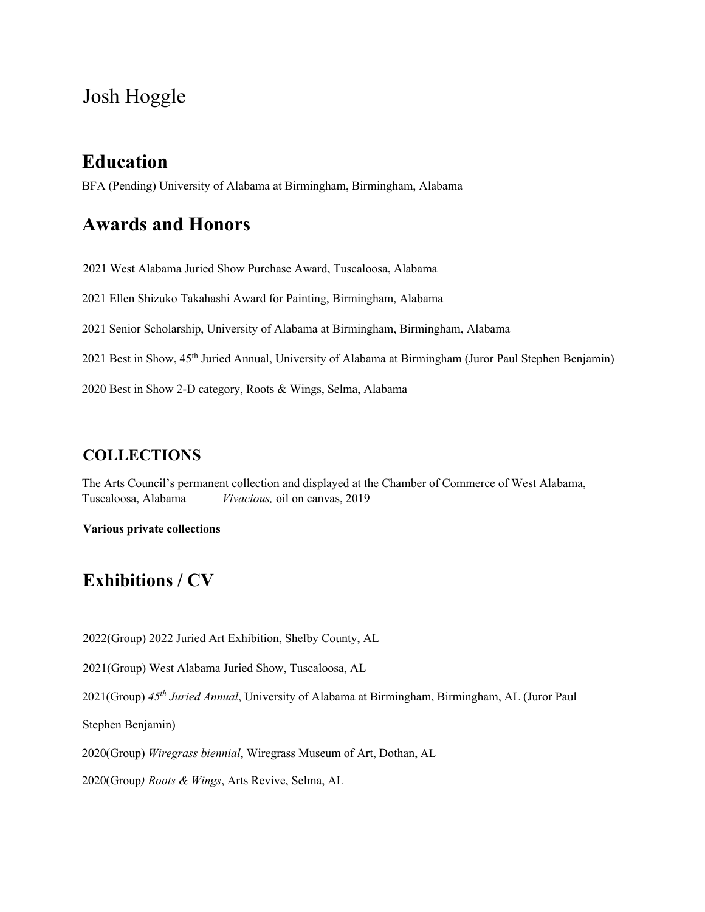# Josh Hoggle

## Education

BFA (Pending) University of Alabama at Birmingham, Birmingham, Alabama

## Awards and Honors

2021 West Alabama Juried Show Purchase Award, Tuscaloosa, Alabama

2021 Ellen Shizuko Takahashi Award for Painting, Birmingham, Alabama

2021 Senior Scholarship, University of Alabama at Birmingham, Birmingham, Alabama

2021 Best in Show, 45th Juried Annual, University of Alabama at Birmingham (Juror Paul Stephen Benjamin)

2020 Best in Show 2-D category, Roots & Wings, Selma, Alabama

### COLLECTIONS

The Arts Council's permanent collection and displayed at the Chamber of Commerce of West Alabama, Tuscaloosa, Alabama *Vivacious,* oil on canvas, 2019

**Various private collections**

## Exhibitions / CV

2022(Group) 2022 Juried Art Exhibition, Shelby County, AL

2021(Group) West Alabama Juried Show, Tuscaloosa, AL

2021(Group) *45th Juried Annual*, University of Alabama at Birmingham, Birmingham, AL (Juror Paul Stephen Benjamin)

2020(Group) *Wiregrass biennial*, Wiregrass Museum of Art, Dothan, AL

2020(Group*) Roots & Wings*, Arts Revive, Selma, AL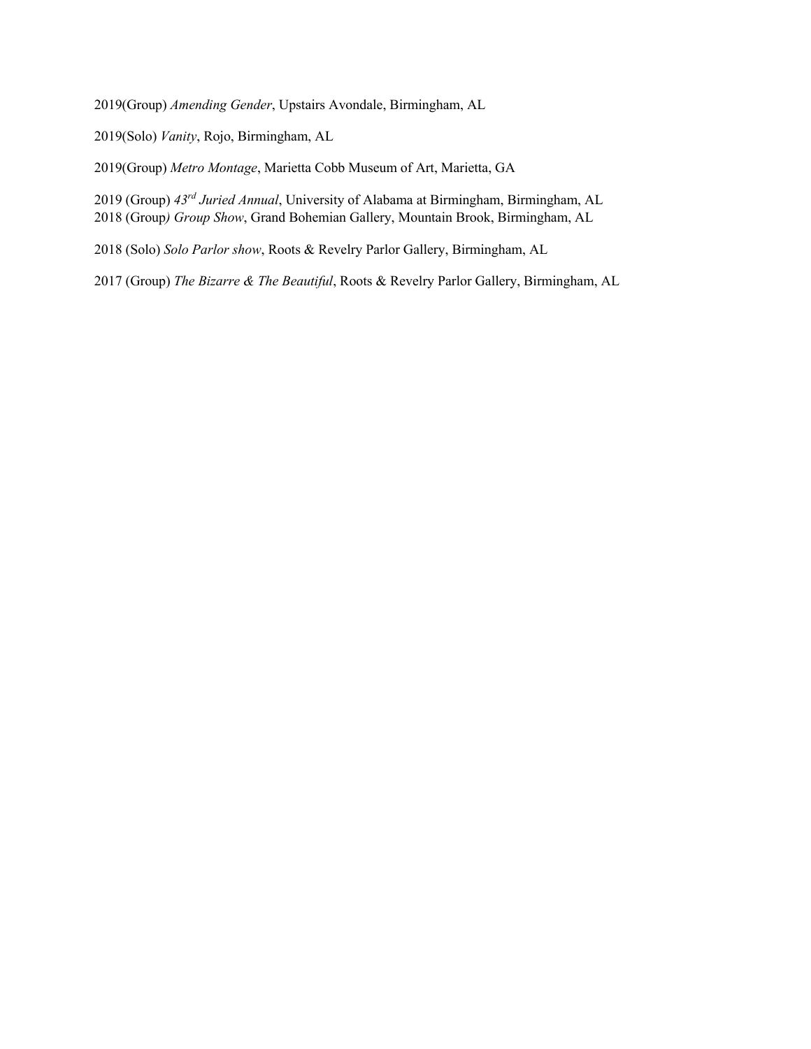2019(Group) *Amending Gender*, Upstairs Avondale, Birmingham, AL

2019(Solo) *Vanity*, Rojo, Birmingham, AL

2019(Group) *Metro Montage*, Marietta Cobb Museum of Art, Marietta, GA

2019 (Group) *43rd Juried Annual*, University of Alabama at Birmingham, Birmingham, AL
2018 (Group) *Group Show*, Grand Bohemian Gallery, Mountain Brook, Birmingham, AL

2018 (Solo) *Solo Parlor show*, Roots & Revelry Parlor Gallery, Birmingham, AL

2017 (Group) *The Bizarre & The Beautiful*, Roots & Revelry Parlor Gallery, Birmingham, AL